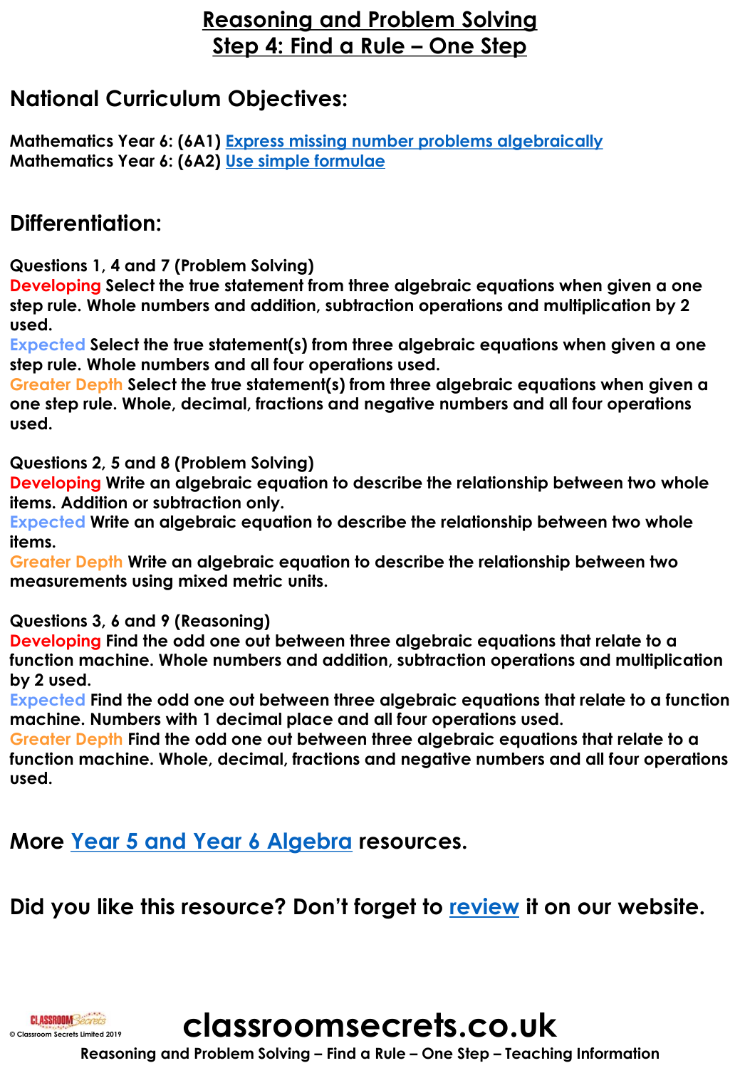# Reasoning and Problem Solving
## Step 4: Find a Rule – One Step

## National Curriculum Objectives:

**Mathematics Year 6: (6A1) Express missing number problems algebraically**
**Mathematics Year 6: (6A2) Use simple formulae**

## Differentiation:

**Questions 1, 4 and 7 (Problem Solving)**
**Developing** Select the true statement from three algebraic equations when given a one step rule. Whole numbers and addition, subtraction operations and multiplication by 2 used.
**Expected** Select the true statement(s) from three algebraic equations when given a one step rule. Whole numbers and all four operations used.
**Greater Depth** Select the true statement(s) from three algebraic equations when given a one step rule. Whole, decimal, fractions and negative numbers and all four operations used.

**Questions 2, 5 and 8 (Problem Solving)**
**Developing** Write an algebraic equation to describe the relationship between two whole items. Addition or subtraction only.
**Expected** Write an algebraic equation to describe the relationship between two whole items.
**Greater Depth** Write an algebraic equation to describe the relationship between two measurements using mixed metric units.

**Questions 3, 6 and 9 (Reasoning)**
**Developing** Find the odd one out between three algebraic equations that relate to a function machine. Whole numbers and addition, subtraction operations and multiplication by 2 used.
**Expected** Find the odd one out between three algebraic equations that relate to a function machine. Numbers with 1 decimal place and all four operations used.
**Greater Depth** Find the odd one out between three algebraic equations that relate to a function machine. Whole, decimal, fractions and negative numbers and all four operations used.

## More Year 5 and Year 6 Algebra resources.

## Did you like this resource? Don't forget to review it on our website.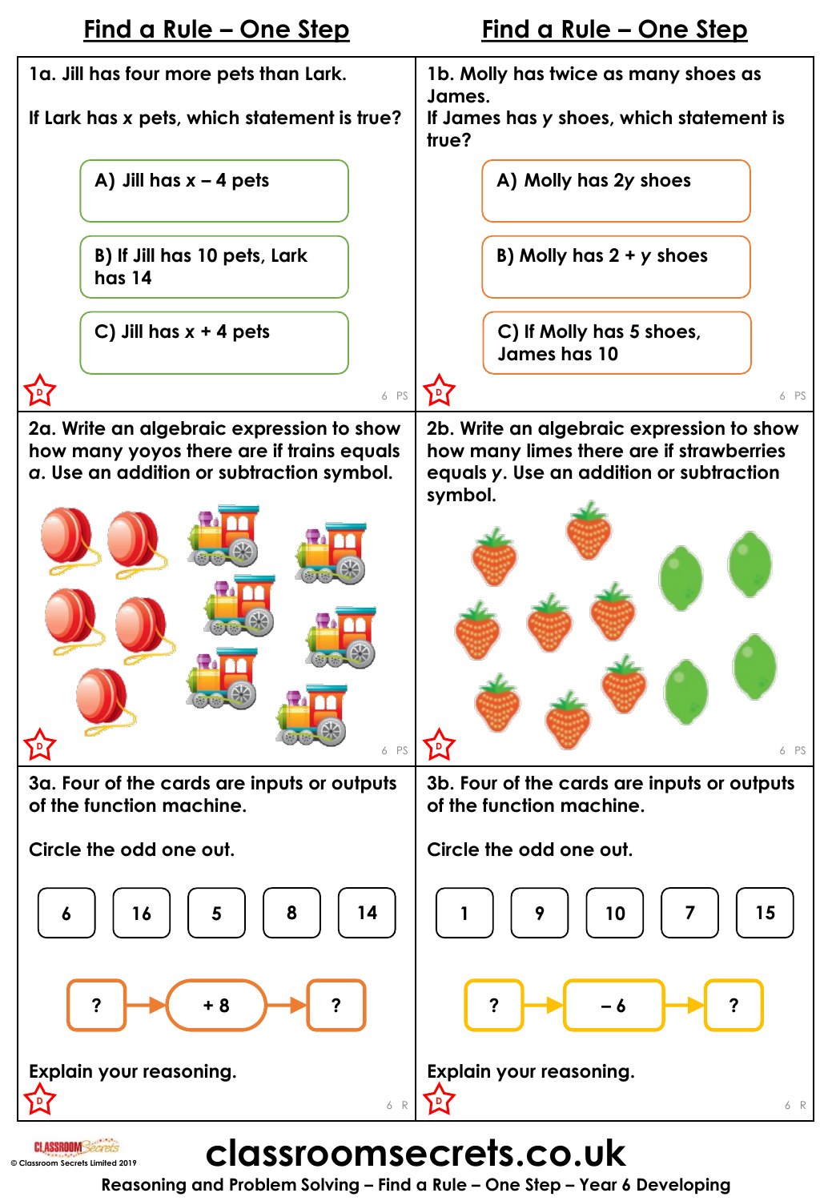## Find a Rule – One Step

**1a.** Jill has four more pets than Lark.

If Lark has $x$ pets, which statement is true?

A) Jill has $x - 4$ pets

B) If Jill has 10 pets, Lark has 14

C) Jill has $x + 4$ pets

**1b.** Molly has twice as many shoes as James.

If James has $y$ shoes, which statement is true?

A) Molly has $2y$ shoes

B) Molly has $2 + y$ shoes

C) If Molly has 5 shoes, James has 10

**2a.** Write an algebraic expression to show how many yoyos there are if trains equals $a$. Use an addition or subtraction symbol.

**2b.** Write an algebraic expression to show how many limes there are if strawberries equals $y$. Use an addition or subtraction symbol.

**3a.** Four of the cards are inputs or outputs of the function machine.

Circle the odd one out.

6 | 16 | 5 | 8 | 14

? → + 8 → ?

Explain your reasoning.

**3b.** Four of the cards are inputs or outputs of the function machine.

Circle the odd one out.

1 | 9 | 10 | 7 | 15

? → – 6 → ?

Explain your reasoning.

**classroomsecrets.co.uk**

Reasoning and Problem Solving – Find a Rule – One Step – Year 6 Developing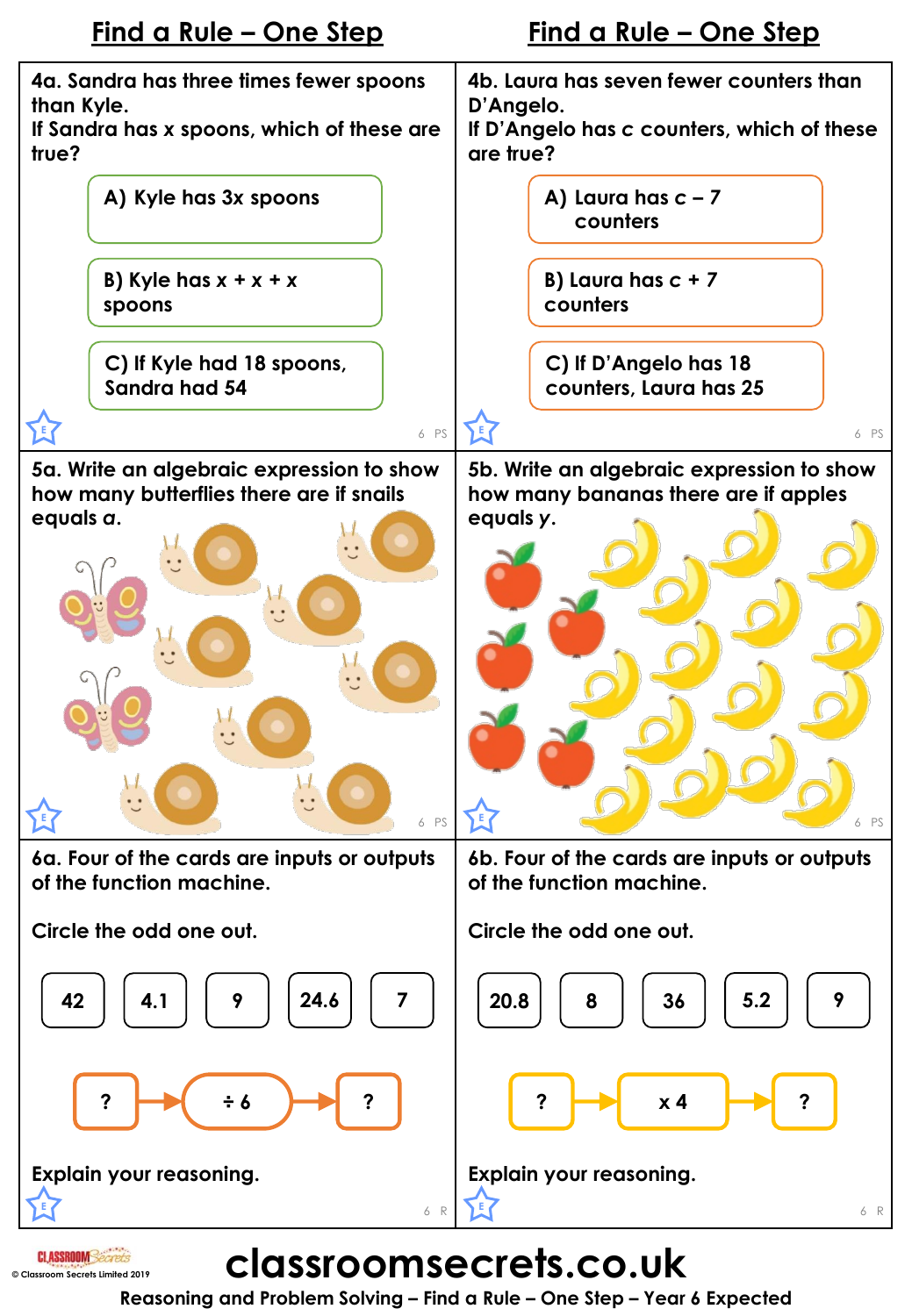# Find a Rule – One Step

4a. Sandra has three times fewer spoons than Kyle.
If Sandra has $x$ spoons, which of these are true?

A) Kyle has $3x$ spoons

B) Kyle has $x + x + x$ spoons

C) If Kyle had 18 spoons, Sandra had 54

4b. Laura has seven fewer counters than D'Angelo.
If D'Angelo has $c$ counters, which of these are true?

A) Laura has $c – 7$ counters

B) Laura has $c + 7$ counters

C) If D'Angelo has 18 counters, Laura has 25

5a. Write an algebraic expression to show how many butterflies there are if snails equals $a$.

5b. Write an algebraic expression to show how many bananas there are if apples equals $y$.

6a. Four of the cards are inputs or outputs of the function machine.

Circle the odd one out.

42 | 4.1 | 9 | 24.6 | 7

? → ÷ 6 → ?

Explain your reasoning.

6b. Four of the cards are inputs or outputs of the function machine.

Circle the odd one out.

20.8 | 8 | 36 | 5.2 | 9

? → x 4 → ?

Explain your reasoning.

**classroomsecrets.co.uk**

Reasoning and Problem Solving – Find a Rule – One Step – Year 6 Expected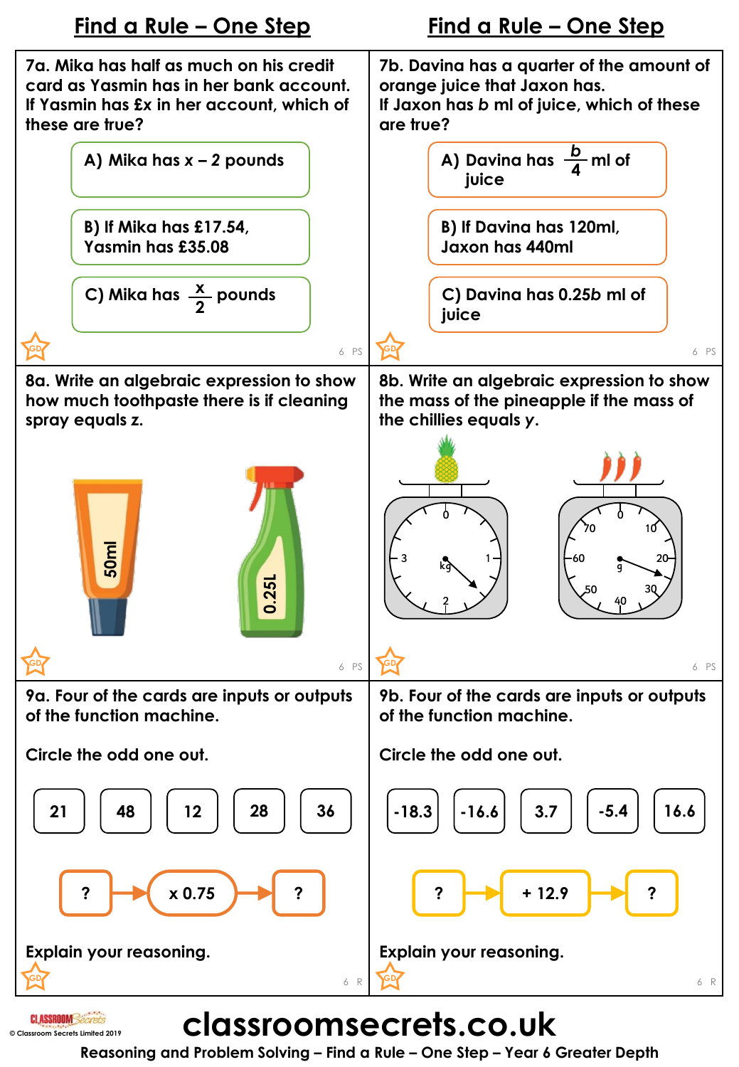## Find a Rule – One Step

**7a.** Mika has half as much on his credit card as Yasmin has in her bank account. If Yasmin has £x in her account, which of these are true?

A) Mika has x – 2 pounds

B) If Mika has £17.54, Yasmin has £35.08

C) Mika has $\frac{x}{2}$ pounds

**7b.** Davina has a quarter of the amount of orange juice that Jaxon has. If Jaxon has *b* ml of juice, which of these are true?

A) Davina has $\frac{b}{4}$ ml of juice

B) If Davina has 120ml, Jaxon has 440ml

C) Davina has 0.25*b* ml of juice

**8a.** Write an algebraic expression to show how much toothpaste there is if cleaning spray equals z.

50ml

0.25L

**8b.** Write an algebraic expression to show the mass of the pineapple if the mass of the chillies equals *y*.

**9a.** Four of the cards are inputs or outputs of the function machine.

Circle the odd one out.

21 | 48 | 12 | 28 | 36

? → x 0.75 → ?

Explain your reasoning.

**9b.** Four of the cards are inputs or outputs of the function machine.

Circle the odd one out.

-18.3 | -16.6 | 3.7 | -5.4 | 16.6

? → + 12.9 → ?

Explain your reasoning.

**classroomsecrets.co.uk**

Reasoning and Problem Solving – Find a Rule – One Step – Year 6 Greater Depth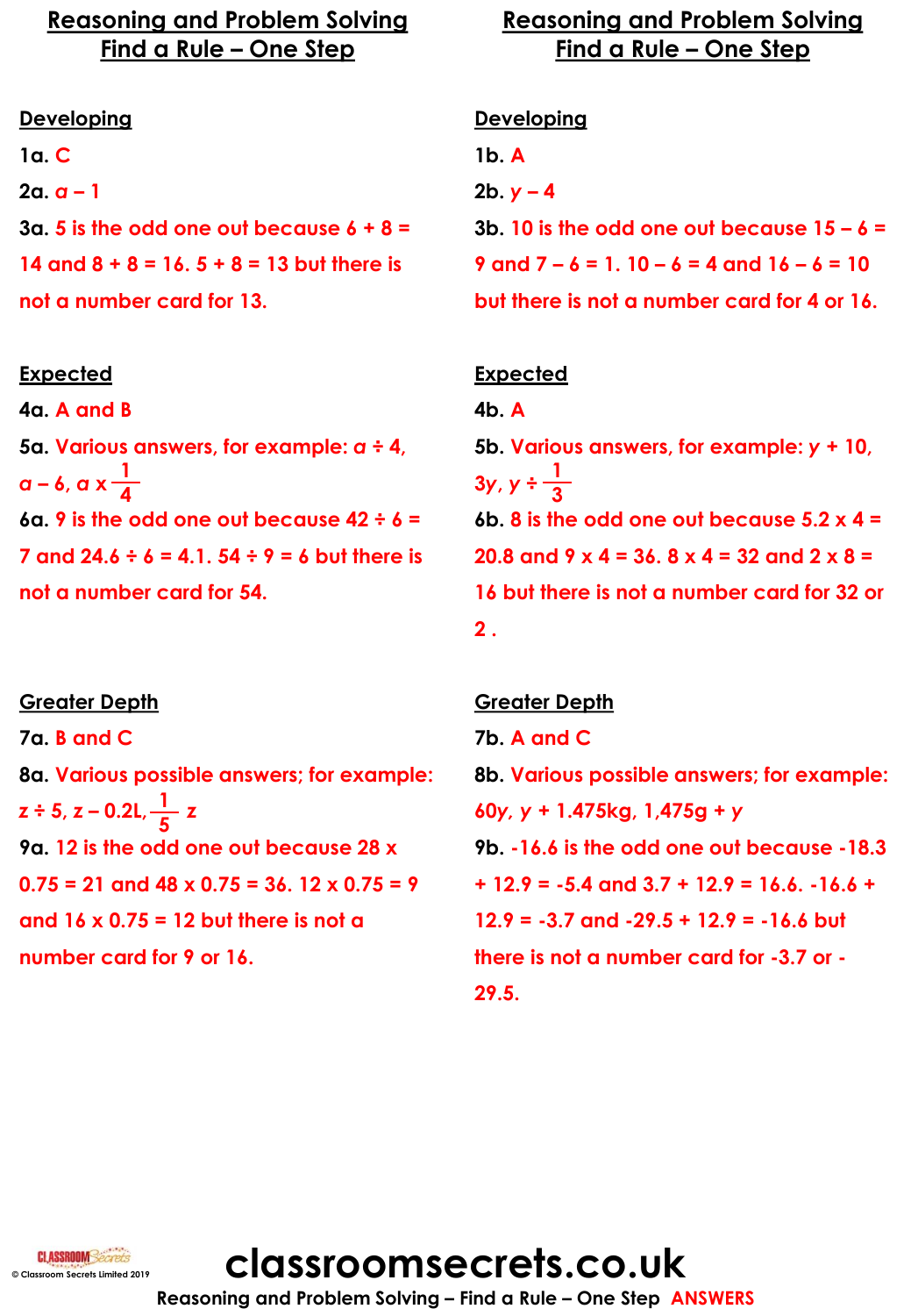## Reasoning and Problem Solving
## Find a Rule – One Step

### Developing

**1a.** C

**2a.** $a - 1$

**3a.** 5 is the odd one out because 6 + 8 = 14 and 8 + 8 = 16. 5 + 8 = 13 but there is not a number card for 13.

### Expected

**4a.** A and B

**5a.** Various answers, for example: $a \div 4$, $a - 6$, $a \times \frac{1}{4}$

**6a.** 9 is the odd one out because 42 ÷ 6 = 7 and 24.6 ÷ 6 = 4.1. 54 ÷ 9 = 6 but there is not a number card for 54.

### Greater Depth

**7a.** B and C

**8a.** Various possible answers; for example: $z \div 5$, $z - 0.2L$, $\frac{1}{5}z$

**9a.** 12 is the odd one out because 28 x 0.75 = 21 and 48 x 0.75 = 36. 12 x 0.75 = 9 and 16 x 0.75 = 12 but there is not a number card for 9 or 16.

## Reasoning and Problem Solving
## Find a Rule – One Step

### Developing

**1b.** A

**2b.** $y - 4$

**3b.** 10 is the odd one out because 15 – 6 = 9 and 7 – 6 = 1. 10 – 6 = 4 and 16 – 6 = 10 but there is not a number card for 4 or 16.

### Expected

**4b.** A

**5b.** Various answers, for example: $y + 10$, $3y$, $y \div \frac{1}{3}$

**6b.** 8 is the odd one out because 5.2 x 4 = 20.8 and 9 x 4 = 36. 8 x 4 = 32 and 2 x 8 = 16 but there is not a number card for 32 or 2 .

### Greater Depth

**7b.** A and C

**8b.** Various possible answers; for example: $60y$, $y + 1.475$kg, $1{,}475$g $+ y$

**9b.** -16.6 is the odd one out because -18.3 + 12.9 = -5.4 and 3.7 + 12.9 = 16.6. -16.6 + 12.9 = -3.7 and -29.5 + 12.9 = -16.6 but there is not a number card for -3.7 or -29.5.